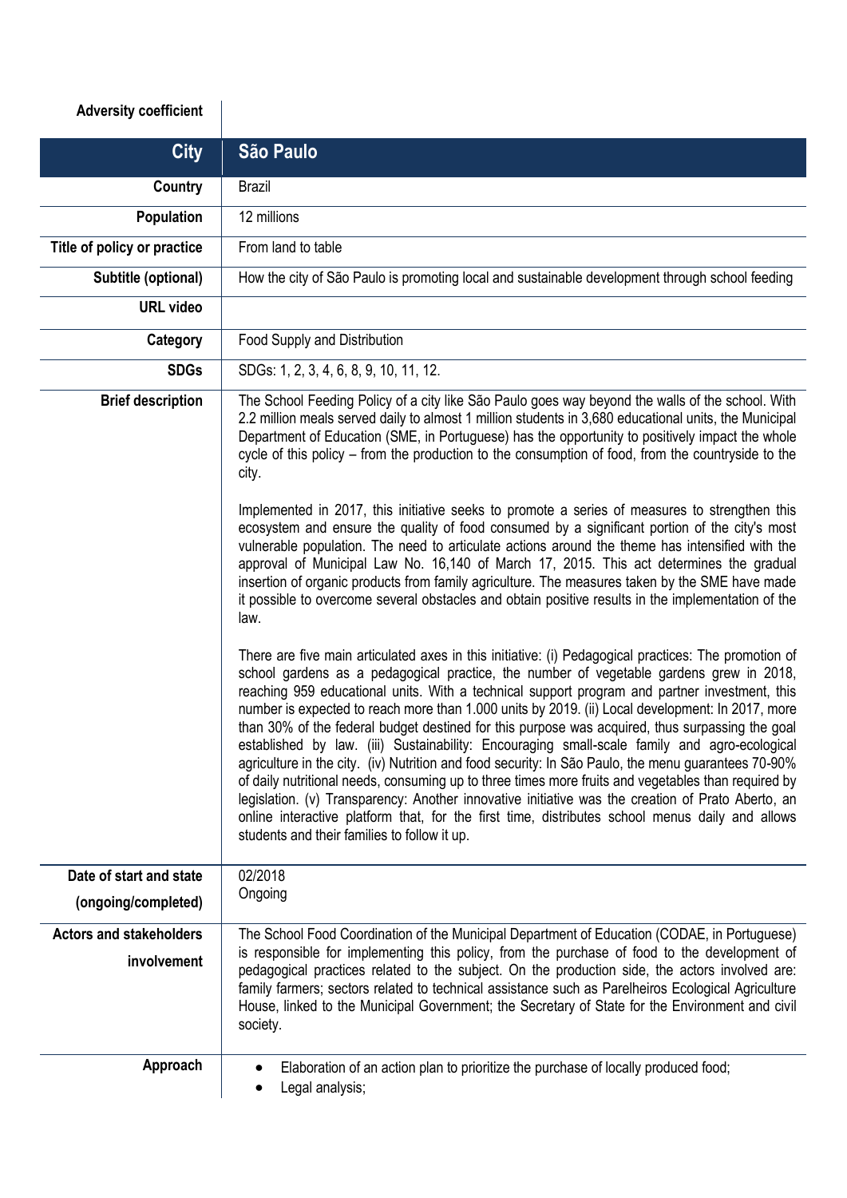| Adversity coefficient | |
|---|---|
| **City** | **São Paulo** |
| **Country** | Brazil |
| **Population** | 12 millions |
| **Title of policy or practice** | From land to table |
| **Subtitle (optional)** | How the city of São Paulo is promoting local and sustainable development through school feeding |
| **URL video** | |
| **Category** | Food Supply and Distribution |
| **SDGs** | SDGs: 1, 2, 3, 4, 6, 8, 9, 10, 11, 12. |
| **Brief description** | The School Feeding Policy of a city like São Paulo goes way beyond the walls of the school. With 2.2 million meals served daily to almost 1 million students in 3,680 educational units, the Municipal Department of Education (SME, in Portuguese) has the opportunity to positively impact the whole cycle of this policy – from the production to the consumption of food, from the countryside to the city.<br><br>Implemented in 2017, this initiative seeks to promote a series of measures to strengthen this ecosystem and ensure the quality of food consumed by a significant portion of the city's most vulnerable population. The need to articulate actions around the theme has intensified with the approval of Municipal Law No. 16,140 of March 17, 2015. This act determines the gradual insertion of organic products from family agriculture. The measures taken by the SME have made it possible to overcome several obstacles and obtain positive results in the implementation of the law.<br><br>There are five main articulated axes in this initiative: (i) Pedagogical practices: The promotion of school gardens as a pedagogical practice, the number of vegetable gardens grew in 2018, reaching 959 educational units. With a technical support program and partner investment, this number is expected to reach more than 1.000 units by 2019. (ii) Local development: In 2017, more than 30% of the federal budget destined for this purpose was acquired, thus surpassing the goal established by law. (iii) Sustainability: Encouraging small-scale family and agro-ecological agriculture in the city. (iv) Nutrition and food security: In São Paulo, the menu guarantees 70-90% of daily nutritional needs, consuming up to three times more fruits and vegetables than required by legislation. (v) Transparency: Another innovative initiative was the creation of Prato Aberto, an online interactive platform that, for the first time, distributes school menus daily and allows students and their families to follow it up. |
| **Date of start and state (ongoing/completed)** | 02/2018<br>Ongoing |
| **Actors and stakeholders involvement** | The School Food Coordination of the Municipal Department of Education (CODAE, in Portuguese) is responsible for implementing this policy, from the purchase of food to the development of pedagogical practices related to the subject. On the production side, the actors involved are: family farmers; sectors related to technical assistance such as Parelheiros Ecological Agriculture House, linked to the Municipal Government; the Secretary of State for the Environment and civil society. |
| **Approach** | • Elaboration of an action plan to prioritize the purchase of locally produced food;<br>• Legal analysis; |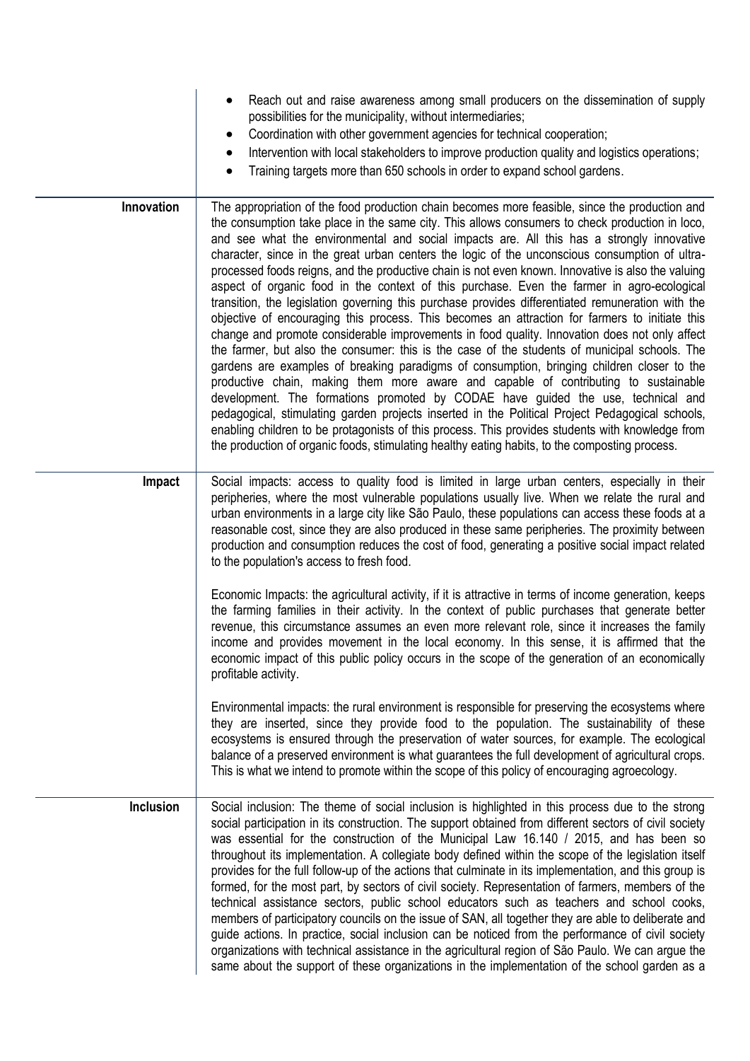| | |
|---|---|
| | • Reach out and raise awareness among small producers on the dissemination of supply possibilities for the municipality, without intermediaries;<br>• Coordination with other government agencies for technical cooperation;<br>• Intervention with local stakeholders to improve production quality and logistics operations;<br>• Training targets more than 650 schools in order to expand school gardens. |
| **Innovation** | The appropriation of the food production chain becomes more feasible, since the production and the consumption take place in the same city. This allows consumers to check production in loco, and see what the environmental and social impacts are. All this has a strongly innovative character, since in the great urban centers the logic of the unconscious consumption of ultra-processed foods reigns, and the productive chain is not even known. Innovative is also the valuing aspect of organic food in the context of this purchase. Even the farmer in agro-ecological transition, the legislation governing this purchase provides differentiated remuneration with the objective of encouraging this process. This becomes an attraction for farmers to initiate this change and promote considerable improvements in food quality. Innovation does not only affect the farmer, but also the consumer: this is the case of the students of municipal schools. The gardens are examples of breaking paradigms of consumption, bringing children closer to the productive chain, making them more aware and capable of contributing to sustainable development. The formations promoted by CODAE have guided the use, technical and pedagogical, stimulating garden projects inserted in the Political Project Pedagogical schools, enabling children to be protagonists of this process. This provides students with knowledge from the production of organic foods, stimulating healthy eating habits, to the composting process. |
| **Impact** | Social impacts: access to quality food is limited in large urban centers, especially in their peripheries, where the most vulnerable populations usually live. When we relate the rural and urban environments in a large city like São Paulo, these populations can access these foods at a reasonable cost, since they are also produced in these same peripheries. The proximity between production and consumption reduces the cost of food, generating a positive social impact related to the population's access to fresh food.<br><br>Economic Impacts: the agricultural activity, if it is attractive in terms of income generation, keeps the farming families in their activity. In the context of public purchases that generate better revenue, this circumstance assumes an even more relevant role, since it increases the family income and provides movement in the local economy. In this sense, it is affirmed that the economic impact of this public policy occurs in the scope of the generation of an economically profitable activity.<br><br>Environmental impacts: the rural environment is responsible for preserving the ecosystems where they are inserted, since they provide food to the population. The sustainability of these ecosystems is ensured through the preservation of water sources, for example. The ecological balance of a preserved environment is what guarantees the full development of agricultural crops. This is what we intend to promote within the scope of this policy of encouraging agroecology. |
| **Inclusion** | Social inclusion: The theme of social inclusion is highlighted in this process due to the strong social participation in its construction. The support obtained from different sectors of civil society was essential for the construction of the Municipal Law 16.140 / 2015, and has been so throughout its implementation. A collegiate body defined within the scope of the legislation itself provides for the full follow-up of the actions that culminate in its implementation, and this group is formed, for the most part, by sectors of civil society. Representation of farmers, members of the technical assistance sectors, public school educators such as teachers and school cooks, members of participatory councils on the issue of SAN, all together they are able to deliberate and guide actions. In practice, social inclusion can be noticed from the performance of civil society organizations with technical assistance in the agricultural region of São Paulo. We can argue the same about the support of these organizations in the implementation of the school garden as a |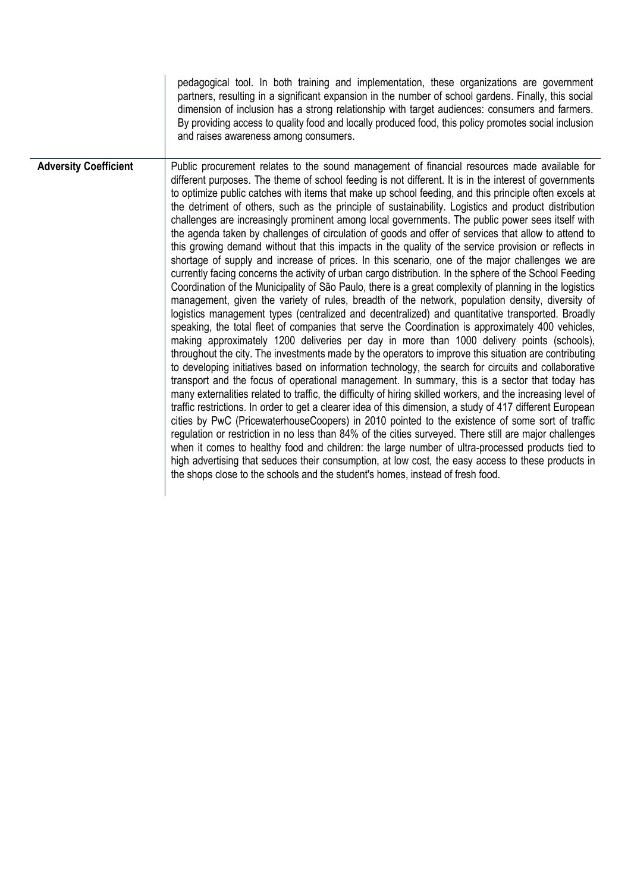| | |
|---|---|
| | pedagogical tool. In both training and implementation, these organizations are government partners, resulting in a significant expansion in the number of school gardens. Finally, this social dimension of inclusion has a strong relationship with target audiences: consumers and farmers. By providing access to quality food and locally produced food, this policy promotes social inclusion and raises awareness among consumers. |
| **Adversity Coefficient** | Public procurement relates to the sound management of financial resources made available for different purposes. The theme of school feeding is not different. It is in the interest of governments to optimize public catches with items that make up school feeding, and this principle often excels at the detriment of others, such as the principle of sustainability. Logistics and product distribution challenges are increasingly prominent among local governments. The public power sees itself with the agenda taken by challenges of circulation of goods and offer of services that allow to attend to this growing demand without that this impacts in the quality of the service provision or reflects in shortage of supply and increase of prices. In this scenario, one of the major challenges we are currently facing concerns the activity of urban cargo distribution. In the sphere of the School Feeding Coordination of the Municipality of São Paulo, there is a great complexity of planning in the logistics management, given the variety of rules, breadth of the network, population density, diversity of logistics management types (centralized and decentralized) and quantitative transported. Broadly speaking, the total fleet of companies that serve the Coordination is approximately 400 vehicles, making approximately 1200 deliveries per day in more than 1000 delivery points (schools), throughout the city. The investments made by the operators to improve this situation are contributing to developing initiatives based on information technology, the search for circuits and collaborative transport and the focus of operational management. In summary, this is a sector that today has many externalities related to traffic, the difficulty of hiring skilled workers, and the increasing level of traffic restrictions. In order to get a clearer idea of this dimension, a study of 417 different European cities by PwC (PricewaterhouseCoopers) in 2010 pointed to the existence of some sort of traffic regulation or restriction in no less than 84% of the cities surveyed. There still are major challenges when it comes to healthy food and children: the large number of ultra-processed products tied to high advertising that seduces their consumption, at low cost, the easy access to these products in the shops close to the schools and the student's homes, instead of fresh food. |